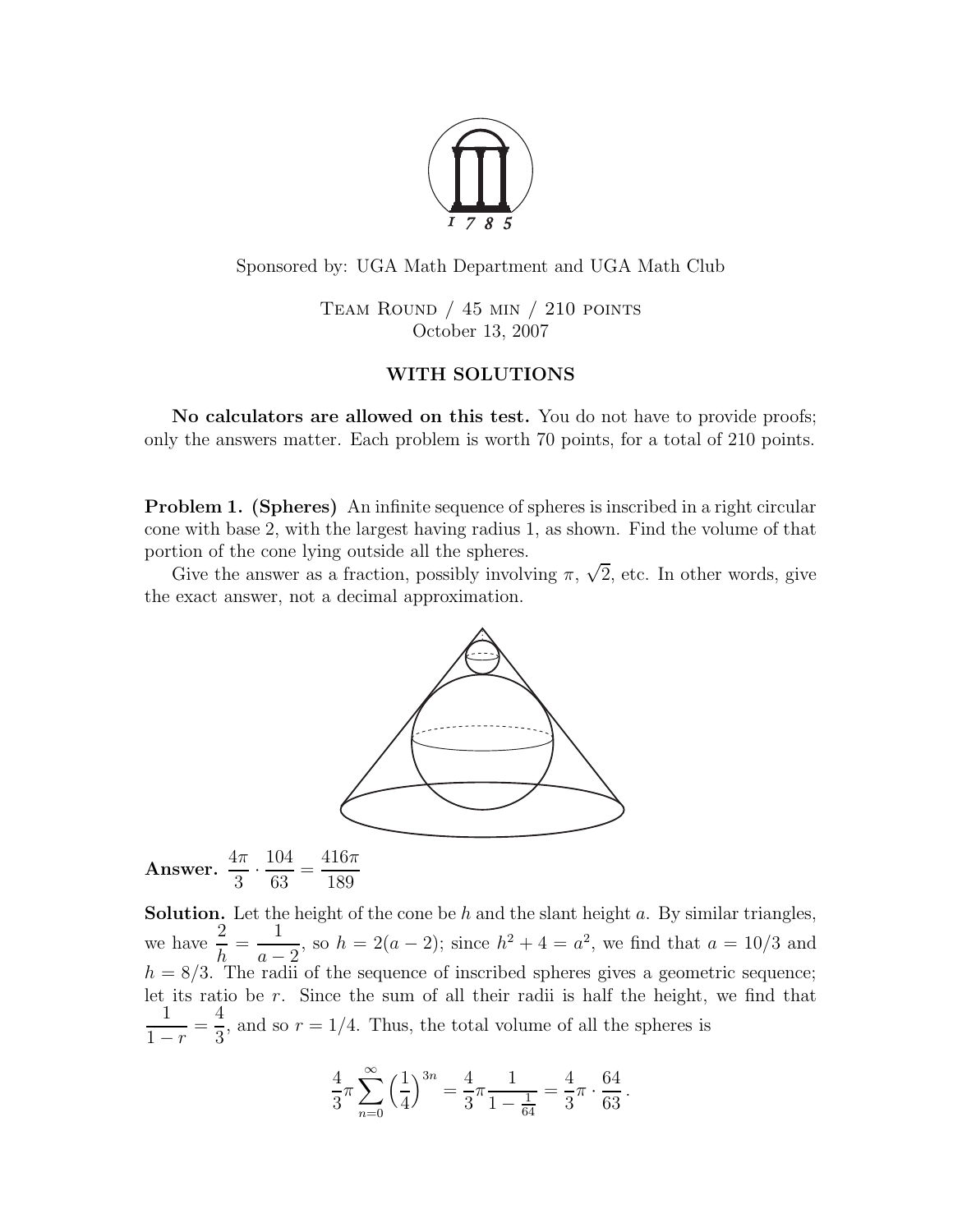Sponsored by: UGA Math Department and UGA Math Club

Team Round / 45 min / 210 points
October 13, 2007

**WITH SOLUTIONS**

**No calculators are allowed on this test.** You do not have to provide proofs; only the answers matter. Each problem is worth 70 points, for a total of 210 points.

**Problem 1. (Spheres)** An infinite sequence of spheres is inscribed in a right circular cone with base 2, with the largest having radius 1, as shown. Find the volume of that portion of the cone lying outside all the spheres.

Give the answer as a fraction, possibly involving $\pi$, $\sqrt{2}$, etc. In other words, give the exact answer, not a decimal approximation.

**Answer.** $\dfrac{4\pi}{3} \cdot \dfrac{104}{63} = \dfrac{416\pi}{189}$

**Solution.** Let the height of the cone be $h$ and the slant height $a$. By similar triangles, we have $\dfrac{2}{h} = \dfrac{1}{a-2}$, so $h = 2(a-2)$; since $h^2 + 4 = a^2$, we find that $a = 10/3$ and $h = 8/3$. The radii of the sequence of inscribed spheres gives a geometric sequence; let its ratio be $r$. Since the sum of all their radii is half the height, we find that $\dfrac{1}{1-r} = \dfrac{4}{3}$, and so $r = 1/4$. Thus, the total volume of all the spheres is

$$\frac{4}{3}\pi \sum_{n=0}^{\infty} \left(\frac{1}{4}\right)^{3n} = \frac{4}{3}\pi \frac{1}{1 - \frac{1}{64}} = \frac{4}{3}\pi \cdot \frac{64}{63}.$$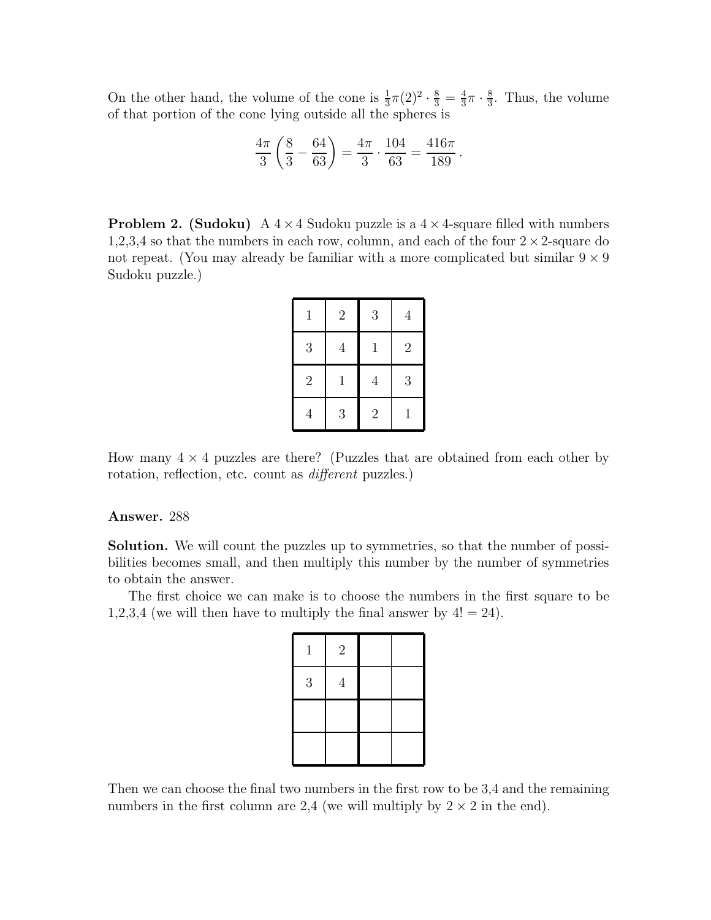On the other hand, the volume of the cone is $\frac{1}{3}\pi(2)^2 \cdot \frac{8}{3} = \frac{4}{3}\pi \cdot \frac{8}{3}$. Thus, the volume of that portion of the cone lying outside all the spheres is

$$\frac{4\pi}{3}\left(\frac{8}{3} - \frac{64}{63}\right) = \frac{4\pi}{3} \cdot \frac{104}{63} = \frac{416\pi}{189}\,.$$

**Problem 2. (Sudoku)** A $4 \times 4$ Sudoku puzzle is a $4 \times 4$-square filled with numbers 1,2,3,4 so that the numbers in each row, column, and each of the four $2 \times 2$-square do not repeat. (You may already be familiar with a more complicated but similar $9 \times 9$ Sudoku puzzle.)

| | | | |
|---|---|---|---|
| 1 | 2 | 3 | 4 |
| 3 | 4 | 1 | 2 |
| 2 | 1 | 4 | 3 |
| 4 | 3 | 2 | 1 |

How many $4 \times 4$ puzzles are there? (Puzzles that are obtained from each other by rotation, reflection, etc. count as *different* puzzles.)

**Answer.** 288

**Solution.** We will count the puzzles up to symmetries, so that the number of possibilities becomes small, and then multiply this number by the number of symmetries to obtain the answer.

The first choice we can make is to choose the numbers in the first square to be 1,2,3,4 (we will then have to multiply the final answer by $4! = 24$).

| | | | |
|---|---|---|---|
| 1 | 2 | | |
| 3 | 4 | | |
| | | | |
| | | | |

Then we can choose the final two numbers in the first row to be 3,4 and the remaining numbers in the first column are 2,4 (we will multiply by $2 \times 2$ in the end).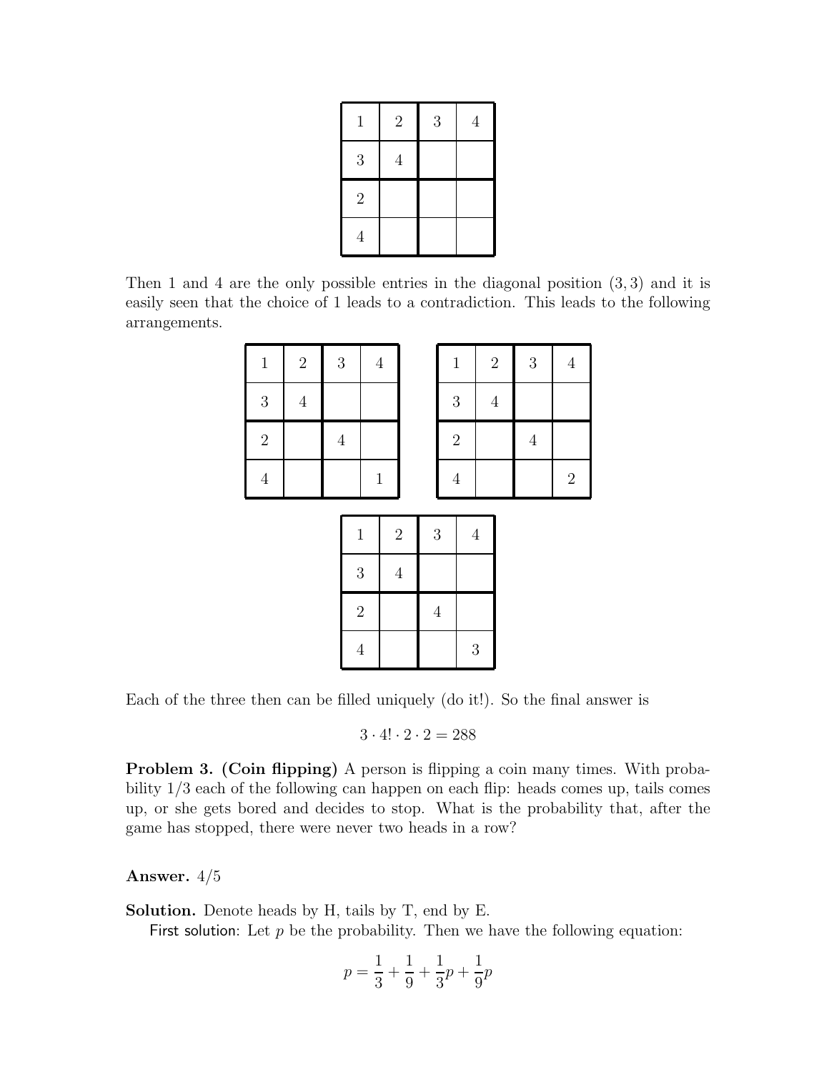| 1 | 2 | 3 | 4 |
|---|---|---|---|
| 3 | 4 | | |
| 2 | | | |
| 4 | | | |

Then 1 and 4 are the only possible entries in the diagonal position $(3, 3)$ and it is easily seen that the choice of 1 leads to a contradiction. This leads to the following arrangements.

| 1 | 2 | 3 | 4 |
|---|---|---|---|
| 3 | 4 | | |
| 2 | | 4 | |
| 4 | | | 1 |

| 1 | 2 | 3 | 4 |
|---|---|---|---|
| 3 | 4 | | |
| 2 | | 4 | |
| 4 | | | 2 |

| 1 | 2 | 3 | 4 |
|---|---|---|---|
| 3 | 4 | | |
| 2 | | 4 | |
| 4 | | | 3 |

Each of the three then can be filled uniquely (do it!). So the final answer is

$$3 \cdot 4! \cdot 2 \cdot 2 = 288$$

**Problem 3. (Coin flipping)** A person is flipping a coin many times. With probability $1/3$ each of the following can happen on each flip: heads comes up, tails comes up, or she gets bored and decides to stop. What is the probability that, after the game has stopped, there were never two heads in a row?

**Answer.** $4/5$

**Solution.** Denote heads by H, tails by T, end by E.

First solution: Let $p$ be the probability. Then we have the following equation:

$$p = \frac{1}{3} + \frac{1}{9} + \frac{1}{3}p + \frac{1}{9}p$$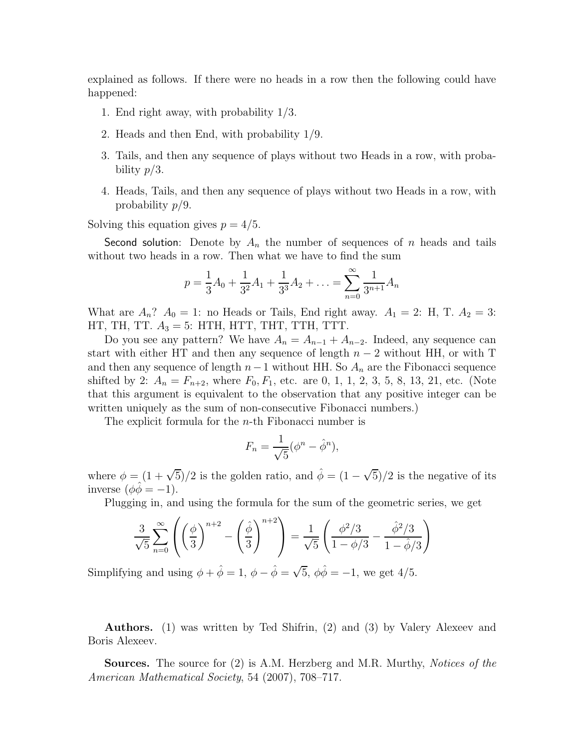explained as follows. If there were no heads in a row then the following could have happened:

1. End right away, with probability 1/3.
2. Heads and then End, with probability 1/9.
3. Tails, and then any sequence of plays without two Heads in a row, with probability $p/3$.
4. Heads, Tails, and then any sequence of plays without two Heads in a row, with probability $p/9$.

Solving this equation gives $p = 4/5$.

Second solution: Denote by $A_n$ the number of sequences of $n$ heads and tails without two heads in a row. Then what we have to find the sum

$$p = \frac{1}{3}A_0 + \frac{1}{3^2}A_1 + \frac{1}{3^3}A_2 + \ldots = \sum_{n=0}^{\infty} \frac{1}{3^{n+1}} A_n$$

What are $A_n$? $A_0 = 1$: no Heads or Tails, End right away. $A_1 = 2$: H, T. $A_2 = 3$: HT, TH, TT. $A_3 = 5$: HTH, HTT, THT, TTH, TTT.

Do you see any pattern? We have $A_n = A_{n-1} + A_{n-2}$. Indeed, any sequence can start with either HT and then any sequence of length $n-2$ without HH, or with T and then any sequence of length $n-1$ without HH. So $A_n$ are the Fibonacci sequence shifted by 2: $A_n = F_{n+2}$, where $F_0, F_1$, etc. are 0, 1, 1, 2, 3, 5, 8, 13, 21, etc. (Note that this argument is equivalent to the observation that any positive integer can be written uniquely as the sum of non-consecutive Fibonacci numbers.)

The explicit formula for the $n$-th Fibonacci number is

$$F_n = \frac{1}{\sqrt{5}}(\phi^n - \hat{\phi}^n),$$

where $\phi = (1+\sqrt{5})/2$ is the golden ratio, and $\hat{\phi} = (1-\sqrt{5})/2$ is the negative of its inverse ($\phi\hat{\phi} = -1$).

Plugging in, and using the formula for the sum of the geometric series, we get

$$\frac{3}{\sqrt{5}} \sum_{n=0}^{\infty} \left( \left(\frac{\phi}{3}\right)^{n+2} - \left(\frac{\hat{\phi}}{3}\right)^{n+2} \right) = \frac{1}{\sqrt{5}} \left( \frac{\phi^2/3}{1-\phi/3} - \frac{\hat{\phi}^2/3}{1-\hat{\phi}/3} \right)$$

Simplifying and using $\phi + \hat{\phi} = 1$, $\phi - \hat{\phi} = \sqrt{5}$, $\phi\hat{\phi} = -1$, we get 4/5.

**Authors.** (1) was written by Ted Shifrin, (2) and (3) by Valery Alexeev and Boris Alexeev.

**Sources.** The source for (2) is A.M. Herzberg and M.R. Murthy, *Notices of the American Mathematical Society*, 54 (2007), 708–717.